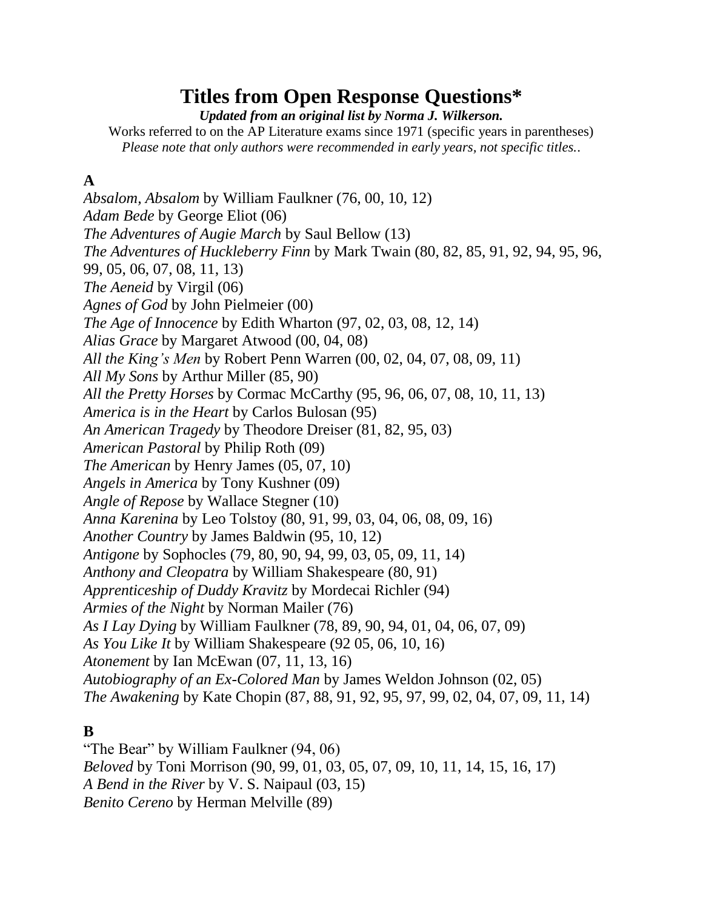# Titles from Open Response Questions*

***Updated from an original list by Norma J. Wilkerson.***

Works referred to on the AP Literature exams since 1971 (specific years in parentheses)

*Please note that only authors were recommended in early years, not specific titles..*

## A

*Absalom, Absalom* by William Faulkner (76, 00, 10, 12)
*Adam Bede* by George Eliot (06)
*The Adventures of Augie March* by Saul Bellow (13)
*The Adventures of Huckleberry Finn* by Mark Twain (80, 82, 85, 91, 92, 94, 95, 96, 99, 05, 06, 07, 08, 11, 13)
*The Aeneid* by Virgil (06)
*Agnes of God* by John Pielmeier (00)
*The Age of Innocence* by Edith Wharton (97, 02, 03, 08, 12, 14)
*Alias Grace* by Margaret Atwood (00, 04, 08)
*All the King's Men* by Robert Penn Warren (00, 02, 04, 07, 08, 09, 11)
*All My Sons* by Arthur Miller (85, 90)
*All the Pretty Horses* by Cormac McCarthy (95, 96, 06, 07, 08, 10, 11, 13)
*America is in the Heart* by Carlos Bulosan (95)
*An American Tragedy* by Theodore Dreiser (81, 82, 95, 03)
*American Pastoral* by Philip Roth (09)
*The American* by Henry James (05, 07, 10)
*Angels in America* by Tony Kushner (09)
*Angle of Repose* by Wallace Stegner (10)
*Anna Karenina* by Leo Tolstoy (80, 91, 99, 03, 04, 06, 08, 09, 16)
*Another Country* by James Baldwin (95, 10, 12)
*Antigone* by Sophocles (79, 80, 90, 94, 99, 03, 05, 09, 11, 14)
*Anthony and Cleopatra* by William Shakespeare (80, 91)
*Apprenticeship of Duddy Kravitz* by Mordecai Richler (94)
*Armies of the Night* by Norman Mailer (76)
*As I Lay Dying* by William Faulkner (78, 89, 90, 94, 01, 04, 06, 07, 09)
*As You Like It* by William Shakespeare (92 05, 06, 10, 16)
*Atonement* by Ian McEwan (07, 11, 13, 16)
*Autobiography of an Ex-Colored Man* by James Weldon Johnson (02, 05)
*The Awakening* by Kate Chopin (87, 88, 91, 92, 95, 97, 99, 02, 04, 07, 09, 11, 14)

## B

"The Bear" by William Faulkner (94, 06)
*Beloved* by Toni Morrison (90, 99, 01, 03, 05, 07, 09, 10, 11, 14, 15, 16, 17)
*A Bend in the River* by V. S. Naipaul (03, 15)
*Benito Cereno* by Herman Melville (89)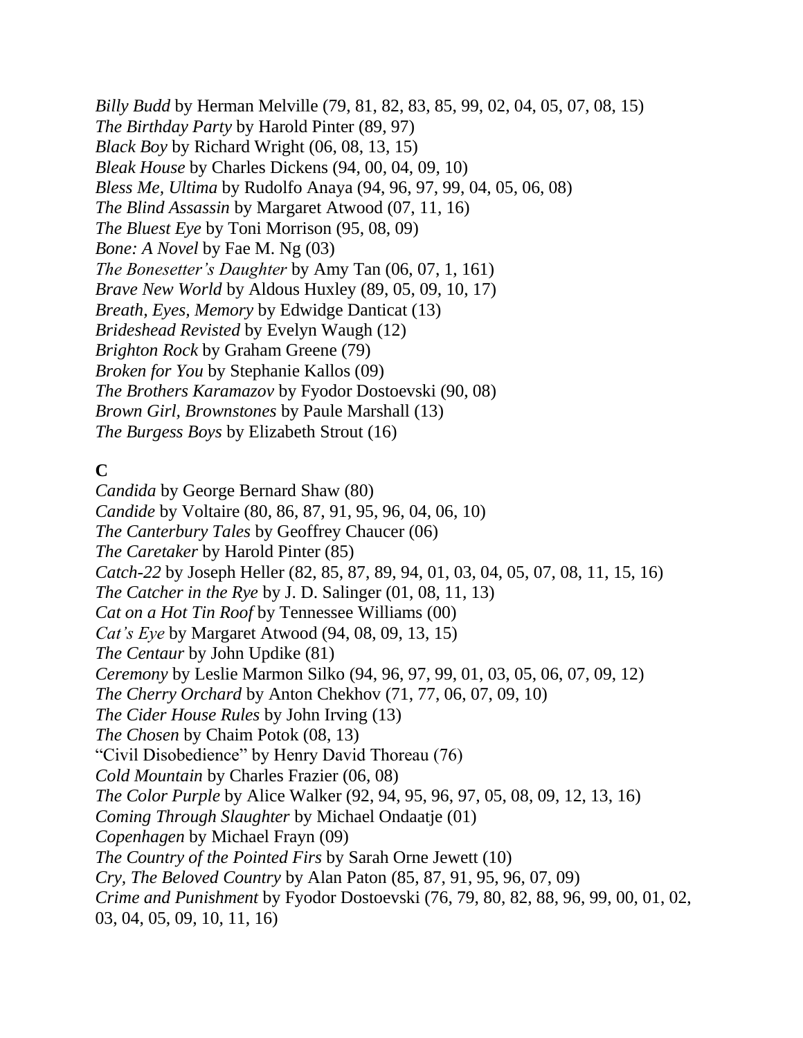*Billy Budd* by Herman Melville (79, 81, 82, 83, 85, 99, 02, 04, 05, 07, 08, 15)
*The Birthday Party* by Harold Pinter (89, 97)
*Black Boy* by Richard Wright (06, 08, 13, 15)
*Bleak House* by Charles Dickens (94, 00, 04, 09, 10)
*Bless Me, Ultima* by Rudolfo Anaya (94, 96, 97, 99, 04, 05, 06, 08)
*The Blind Assassin* by Margaret Atwood (07, 11, 16)
*The Bluest Eye* by Toni Morrison (95, 08, 09)
*Bone: A Novel* by Fae M. Ng (03)
*The Bonesetter's Daughter* by Amy Tan (06, 07, 1, 161)
*Brave New World* by Aldous Huxley (89, 05, 09, 10, 17)
*Breath, Eyes, Memory* by Edwidge Danticat (13)
*Brideshead Revisted* by Evelyn Waugh (12)
*Brighton Rock* by Graham Greene (79)
*Broken for You* by Stephanie Kallos (09)
*The Brothers Karamazov* by Fyodor Dostoevski (90, 08)
*Brown Girl, Brownstones* by Paule Marshall (13)
*The Burgess Boys* by Elizabeth Strout (16)

**C**

*Candida* by George Bernard Shaw (80)
*Candide* by Voltaire (80, 86, 87, 91, 95, 96, 04, 06, 10)
*The Canterbury Tales* by Geoffrey Chaucer (06)
*The Caretaker* by Harold Pinter (85)
*Catch-22* by Joseph Heller (82, 85, 87, 89, 94, 01, 03, 04, 05, 07, 08, 11, 15, 16)
*The Catcher in the Rye* by J. D. Salinger (01, 08, 11, 13)
*Cat on a Hot Tin Roof* by Tennessee Williams (00)
*Cat's Eye* by Margaret Atwood (94, 08, 09, 13, 15)
*The Centaur* by John Updike (81)
*Ceremony* by Leslie Marmon Silko (94, 96, 97, 99, 01, 03, 05, 06, 07, 09, 12)
*The Cherry Orchard* by Anton Chekhov (71, 77, 06, 07, 09, 10)
*The Cider House Rules* by John Irving (13)
*The Chosen* by Chaim Potok (08, 13)
"Civil Disobedience" by Henry David Thoreau (76)
*Cold Mountain* by Charles Frazier (06, 08)
*The Color Purple* by Alice Walker (92, 94, 95, 96, 97, 05, 08, 09, 12, 13, 16)
*Coming Through Slaughter* by Michael Ondaatje (01)
*Copenhagen* by Michael Frayn (09)
*The Country of the Pointed Firs* by Sarah Orne Jewett (10)
*Cry, The Beloved Country* by Alan Paton (85, 87, 91, 95, 96, 07, 09)
*Crime and Punishment* by Fyodor Dostoevski (76, 79, 80, 82, 88, 96, 99, 00, 01, 02, 03, 04, 05, 09, 10, 11, 16)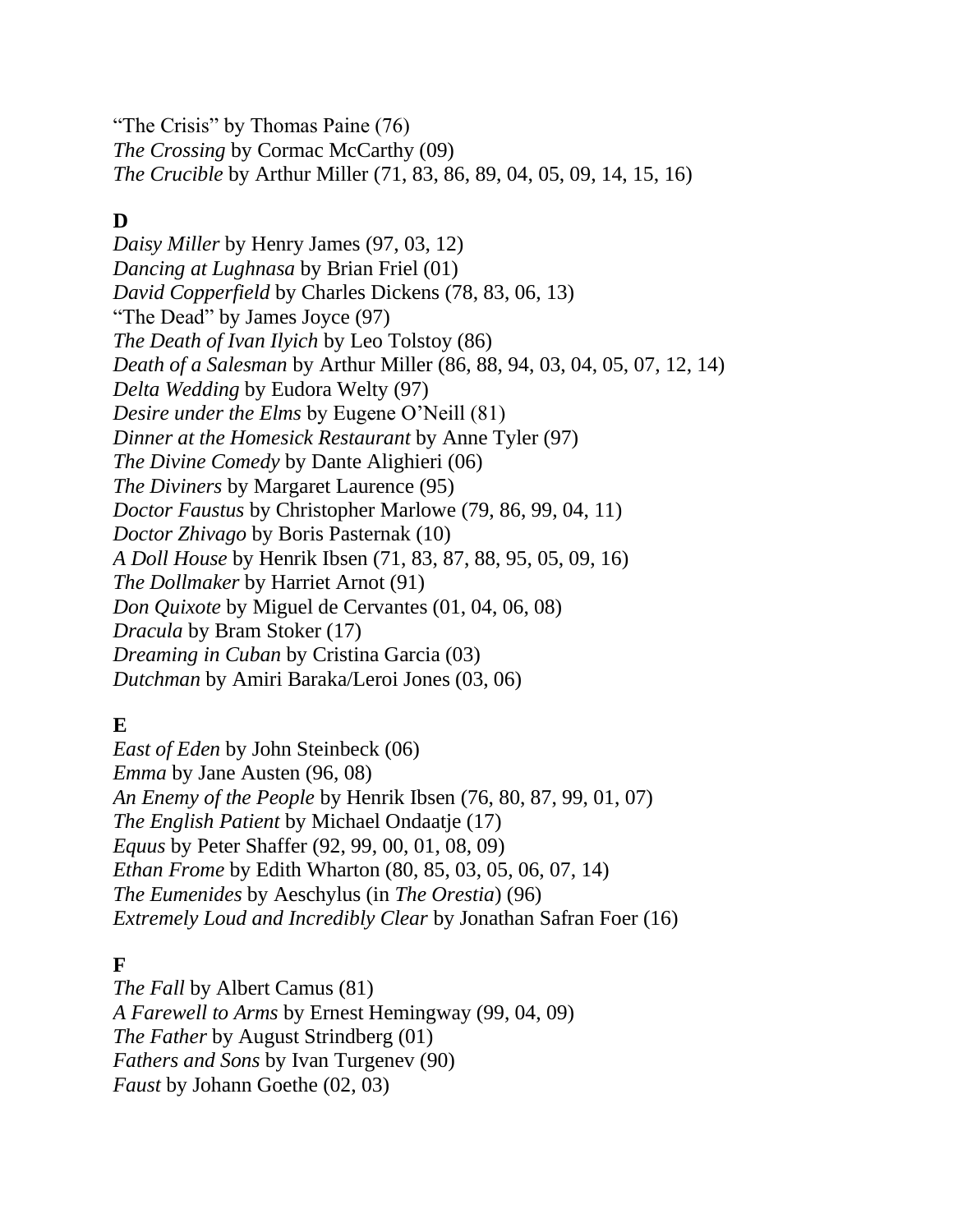"The Crisis" by Thomas Paine (76)
*The Crossing* by Cormac McCarthy (09)
*The Crucible* by Arthur Miller (71, 83, 86, 89, 04, 05, 09, 14, 15, 16)

## D

*Daisy Miller* by Henry James (97, 03, 12)
*Dancing at Lughnasa* by Brian Friel (01)
*David Copperfield* by Charles Dickens (78, 83, 06, 13)
"The Dead" by James Joyce (97)
*The Death of Ivan Ilyich* by Leo Tolstoy (86)
*Death of a Salesman* by Arthur Miller (86, 88, 94, 03, 04, 05, 07, 12, 14)
*Delta Wedding* by Eudora Welty (97)
*Desire under the Elms* by Eugene O'Neill (81)
*Dinner at the Homesick Restaurant* by Anne Tyler (97)
*The Divine Comedy* by Dante Alighieri (06)
*The Diviners* by Margaret Laurence (95)
*Doctor Faustus* by Christopher Marlowe (79, 86, 99, 04, 11)
*Doctor Zhivago* by Boris Pasternak (10)
*A Doll House* by Henrik Ibsen (71, 83, 87, 88, 95, 05, 09, 16)
*The Dollmaker* by Harriet Arnot (91)
*Don Quixote* by Miguel de Cervantes (01, 04, 06, 08)
*Dracula* by Bram Stoker (17)
*Dreaming in Cuban* by Cristina Garcia (03)
*Dutchman* by Amiri Baraka/Leroi Jones (03, 06)

## E

*East of Eden* by John Steinbeck (06)
*Emma* by Jane Austen (96, 08)
*An Enemy of the People* by Henrik Ibsen (76, 80, 87, 99, 01, 07)
*The English Patient* by Michael Ondaatje (17)
*Equus* by Peter Shaffer (92, 99, 00, 01, 08, 09)
*Ethan Frome* by Edith Wharton (80, 85, 03, 05, 06, 07, 14)
*The Eumenides* by Aeschylus (in *The Orestia*) (96)
*Extremely Loud and Incredibly Clear* by Jonathan Safran Foer (16)

## F

*The Fall* by Albert Camus (81)
*A Farewell to Arms* by Ernest Hemingway (99, 04, 09)
*The Father* by August Strindberg (01)
*Fathers and Sons* by Ivan Turgenev (90)
*Faust* by Johann Goethe (02, 03)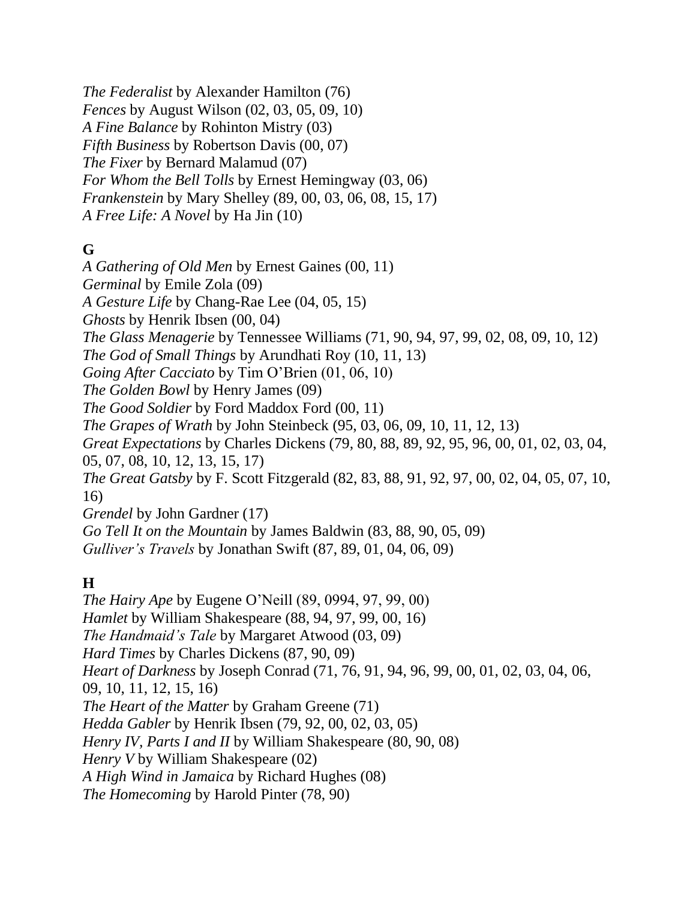*The Federalist* by Alexander Hamilton (76)
*Fences* by August Wilson (02, 03, 05, 09, 10)
*A Fine Balance* by Rohinton Mistry (03)
*Fifth Business* by Robertson Davis (00, 07)
*The Fixer* by Bernard Malamud (07)
*For Whom the Bell Tolls* by Ernest Hemingway (03, 06)
*Frankenstein* by Mary Shelley (89, 00, 03, 06, 08, 15, 17)
*A Free Life: A Novel* by Ha Jin (10)

**G**

*A Gathering of Old Men* by Ernest Gaines (00, 11)
*Germinal* by Emile Zola (09)
*A Gesture Life* by Chang-Rae Lee (04, 05, 15)
*Ghosts* by Henrik Ibsen (00, 04)
*The Glass Menagerie* by Tennessee Williams (71, 90, 94, 97, 99, 02, 08, 09, 10, 12)
*The God of Small Things* by Arundhati Roy (10, 11, 13)
*Going After Cacciato* by Tim O'Brien (01, 06, 10)
*The Golden Bowl* by Henry James (09)
*The Good Soldier* by Ford Maddox Ford (00, 11)
*The Grapes of Wrath* by John Steinbeck (95, 03, 06, 09, 10, 11, 12, 13)
*Great Expectations* by Charles Dickens (79, 80, 88, 89, 92, 95, 96, 00, 01, 02, 03, 04, 05, 07, 08, 10, 12, 13, 15, 17)
*The Great Gatsby* by F. Scott Fitzgerald (82, 83, 88, 91, 92, 97, 00, 02, 04, 05, 07, 10, 16)
*Grendel* by John Gardner (17)
*Go Tell It on the Mountain* by James Baldwin (83, 88, 90, 05, 09)
*Gulliver's Travels* by Jonathan Swift (87, 89, 01, 04, 06, 09)

**H**

*The Hairy Ape* by Eugene O'Neill (89, 0994, 97, 99, 00)
*Hamlet* by William Shakespeare (88, 94, 97, 99, 00, 16)
*The Handmaid's Tale* by Margaret Atwood (03, 09)
*Hard Times* by Charles Dickens (87, 90, 09)
*Heart of Darkness* by Joseph Conrad (71, 76, 91, 94, 96, 99, 00, 01, 02, 03, 04, 06, 09, 10, 11, 12, 15, 16)
*The Heart of the Matter* by Graham Greene (71)
*Hedda Gabler* by Henrik Ibsen (79, 92, 00, 02, 03, 05)
*Henry IV, Parts I and II* by William Shakespeare (80, 90, 08)
*Henry V* by William Shakespeare (02)
*A High Wind in Jamaica* by Richard Hughes (08)
*The Homecoming* by Harold Pinter (78, 90)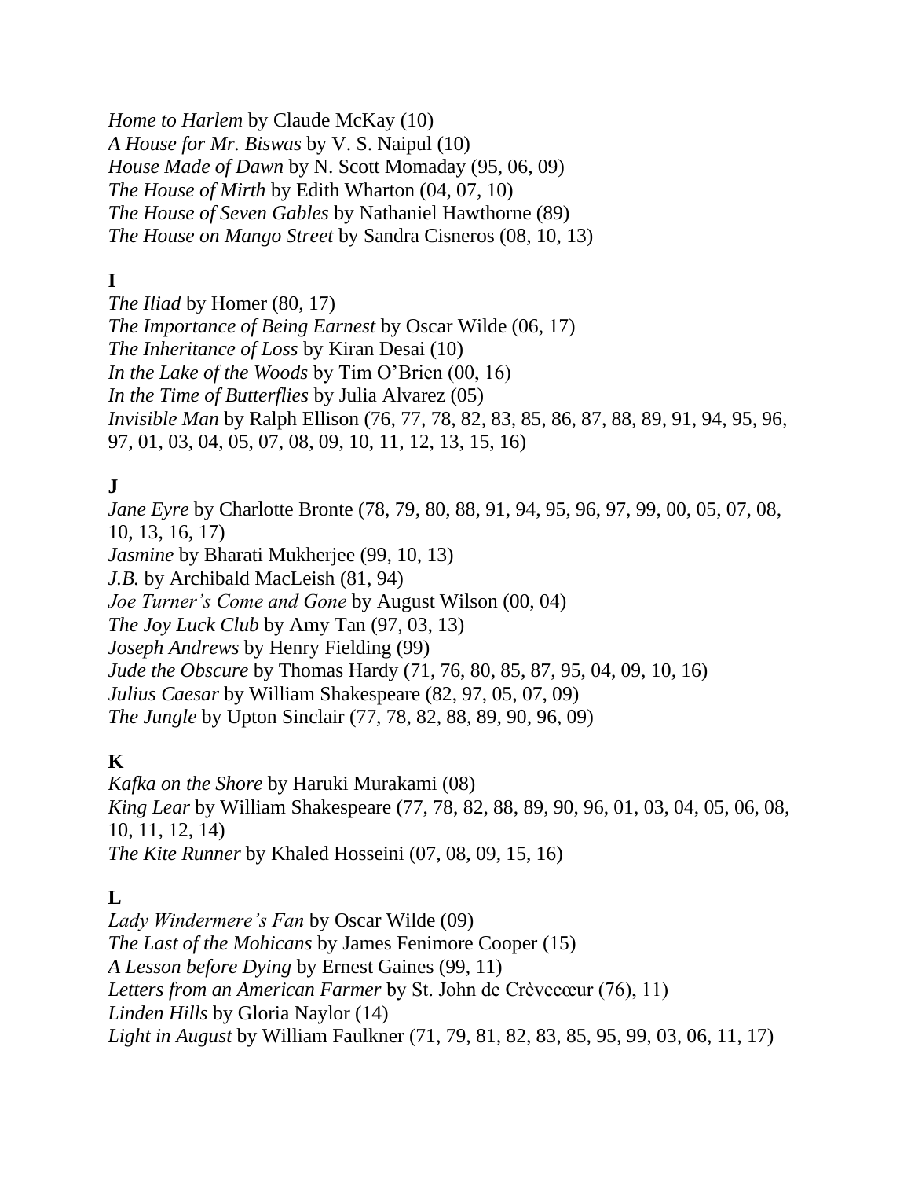*Home to Harlem* by Claude McKay (10)
*A House for Mr. Biswas* by V. S. Naipul (10)
*House Made of Dawn* by N. Scott Momaday (95, 06, 09)
*The House of Mirth* by Edith Wharton (04, 07, 10)
*The House of Seven Gables* by Nathaniel Hawthorne (89)
*The House on Mango Street* by Sandra Cisneros (08, 10, 13)

**I**

*The Iliad* by Homer (80, 17)
*The Importance of Being Earnest* by Oscar Wilde (06, 17)
*The Inheritance of Loss* by Kiran Desai (10)
*In the Lake of the Woods* by Tim O'Brien (00, 16)
*In the Time of Butterflies* by Julia Alvarez (05)
*Invisible Man* by Ralph Ellison (76, 77, 78, 82, 83, 85, 86, 87, 88, 89, 91, 94, 95, 96, 97, 01, 03, 04, 05, 07, 08, 09, 10, 11, 12, 13, 15, 16)

**J**

*Jane Eyre* by Charlotte Bronte (78, 79, 80, 88, 91, 94, 95, 96, 97, 99, 00, 05, 07, 08, 10, 13, 16, 17)
*Jasmine* by Bharati Mukherjee (99, 10, 13)
*J.B.* by Archibald MacLeish (81, 94)
*Joe Turner's Come and Gone* by August Wilson (00, 04)
*The Joy Luck Club* by Amy Tan (97, 03, 13)
*Joseph Andrews* by Henry Fielding (99)
*Jude the Obscure* by Thomas Hardy (71, 76, 80, 85, 87, 95, 04, 09, 10, 16)
*Julius Caesar* by William Shakespeare (82, 97, 05, 07, 09)
*The Jungle* by Upton Sinclair (77, 78, 82, 88, 89, 90, 96, 09)

**K**

*Kafka on the Shore* by Haruki Murakami (08)
*King Lear* by William Shakespeare (77, 78, 82, 88, 89, 90, 96, 01, 03, 04, 05, 06, 08, 10, 11, 12, 14)
*The Kite Runner* by Khaled Hosseini (07, 08, 09, 15, 16)

**L**

*Lady Windermere's Fan* by Oscar Wilde (09)
*The Last of the Mohicans* by James Fenimore Cooper (15)
*A Lesson before Dying* by Ernest Gaines (99, 11)
*Letters from an American Farmer* by St. John de Crèvecœur (76), 11)
*Linden Hills* by Gloria Naylor (14)
*Light in August* by William Faulkner (71, 79, 81, 82, 83, 85, 95, 99, 03, 06, 11, 17)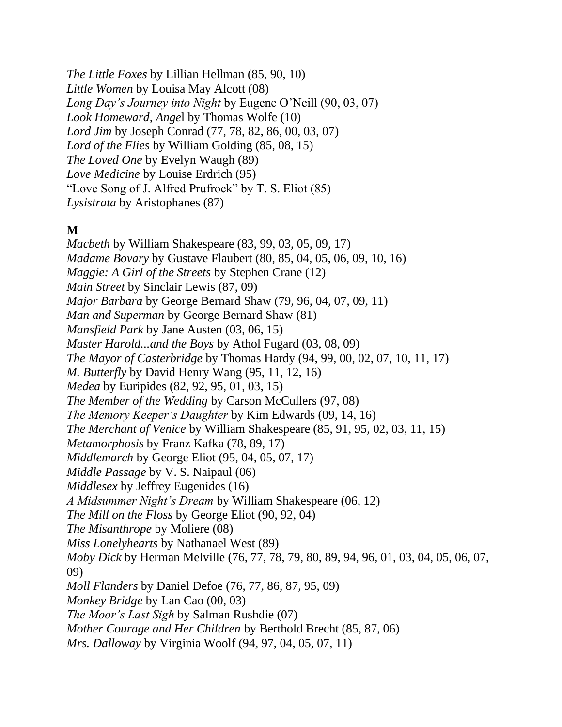*The Little Foxes* by Lillian Hellman (85, 90, 10)
*Little Women* by Louisa May Alcott (08)
*Long Day's Journey into Night* by Eugene O'Neill (90, 03, 07)
*Look Homeward, Angel* by Thomas Wolfe (10)
*Lord Jim* by Joseph Conrad (77, 78, 82, 86, 00, 03, 07)
*Lord of the Flies* by William Golding (85, 08, 15)
*The Loved One* by Evelyn Waugh (89)
*Love Medicine* by Louise Erdrich (95)
"Love Song of J. Alfred Prufrock" by T. S. Eliot (85)
*Lysistrata* by Aristophanes (87)

**M**

*Macbeth* by William Shakespeare (83, 99, 03, 05, 09, 17)
*Madame Bovary* by Gustave Flaubert (80, 85, 04, 05, 06, 09, 10, 16)
*Maggie: A Girl of the Streets* by Stephen Crane (12)
*Main Street* by Sinclair Lewis (87, 09)
*Major Barbara* by George Bernard Shaw (79, 96, 04, 07, 09, 11)
*Man and Superman* by George Bernard Shaw (81)
*Mansfield Park* by Jane Austen (03, 06, 15)
*Master Harold...and the Boys* by Athol Fugard (03, 08, 09)
*The Mayor of Casterbridge* by Thomas Hardy (94, 99, 00, 02, 07, 10, 11, 17)
*M. Butterfly* by David Henry Wang (95, 11, 12, 16)
*Medea* by Euripides (82, 92, 95, 01, 03, 15)
*The Member of the Wedding* by Carson McCullers (97, 08)
*The Memory Keeper's Daughter* by Kim Edwards (09, 14, 16)
*The Merchant of Venice* by William Shakespeare (85, 91, 95, 02, 03, 11, 15)
*Metamorphosis* by Franz Kafka (78, 89, 17)
*Middlemarch* by George Eliot (95, 04, 05, 07, 17)
*Middle Passage* by V. S. Naipaul (06)
*Middlesex* by Jeffrey Eugenides (16)
*A Midsummer Night's Dream* by William Shakespeare (06, 12)
*The Mill on the Floss* by George Eliot (90, 92, 04)
*The Misanthrope* by Moliere (08)
*Miss Lonelyhearts* by Nathanael West (89)
*Moby Dick* by Herman Melville (76, 77, 78, 79, 80, 89, 94, 96, 01, 03, 04, 05, 06, 07, 09)
*Moll Flanders* by Daniel Defoe (76, 77, 86, 87, 95, 09)
*Monkey Bridge* by Lan Cao (00, 03)
*The Moor's Last Sigh* by Salman Rushdie (07)
*Mother Courage and Her Children* by Berthold Brecht (85, 87, 06)
*Mrs. Dalloway* by Virginia Woolf (94, 97, 04, 05, 07, 11)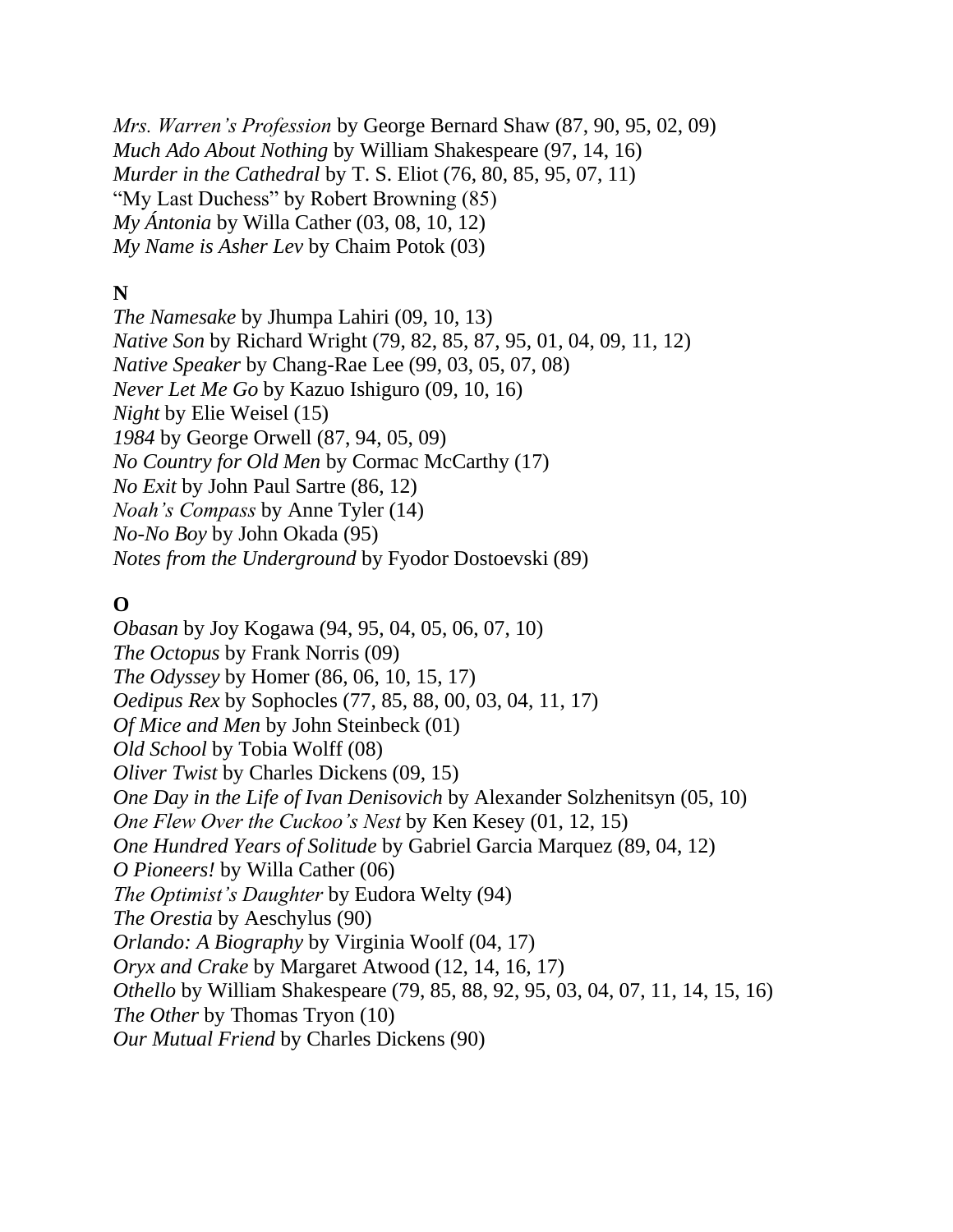*Mrs. Warren's Profession* by George Bernard Shaw (87, 90, 95, 02, 09)
*Much Ado About Nothing* by William Shakespeare (97, 14, 16)
*Murder in the Cathedral* by T. S. Eliot (76, 80, 85, 95, 07, 11)
"My Last Duchess" by Robert Browning (85)
*My Ántonia* by Willa Cather (03, 08, 10, 12)
*My Name is Asher Lev* by Chaim Potok (03)

**N**

*The Namesake* by Jhumpa Lahiri (09, 10, 13)
*Native Son* by Richard Wright (79, 82, 85, 87, 95, 01, 04, 09, 11, 12)
*Native Speaker* by Chang-Rae Lee (99, 03, 05, 07, 08)
*Never Let Me Go* by Kazuo Ishiguro (09, 10, 16)
*Night* by Elie Weisel (15)
*1984* by George Orwell (87, 94, 05, 09)
*No Country for Old Men* by Cormac McCarthy (17)
*No Exit* by John Paul Sartre (86, 12)
*Noah's Compass* by Anne Tyler (14)
*No-No Boy* by John Okada (95)
*Notes from the Underground* by Fyodor Dostoevski (89)

**O**

*Obasan* by Joy Kogawa (94, 95, 04, 05, 06, 07, 10)
*The Octopus* by Frank Norris (09)
*The Odyssey* by Homer (86, 06, 10, 15, 17)
*Oedipus Rex* by Sophocles (77, 85, 88, 00, 03, 04, 11, 17)
*Of Mice and Men* by John Steinbeck (01)
*Old School* by Tobia Wolff (08)
*Oliver Twist* by Charles Dickens (09, 15)
*One Day in the Life of Ivan Denisovich* by Alexander Solzhenitsyn (05, 10)
*One Flew Over the Cuckoo's Nest* by Ken Kesey (01, 12, 15)
*One Hundred Years of Solitude* by Gabriel Garcia Marquez (89, 04, 12)
*O Pioneers!* by Willa Cather (06)
*The Optimist's Daughter* by Eudora Welty (94)
*The Orestia* by Aeschylus (90)
*Orlando: A Biography* by Virginia Woolf (04, 17)
*Oryx and Crake* by Margaret Atwood (12, 14, 16, 17)
*Othello* by William Shakespeare (79, 85, 88, 92, 95, 03, 04, 07, 11, 14, 15, 16)
*The Other* by Thomas Tryon (10)
*Our Mutual Friend* by Charles Dickens (90)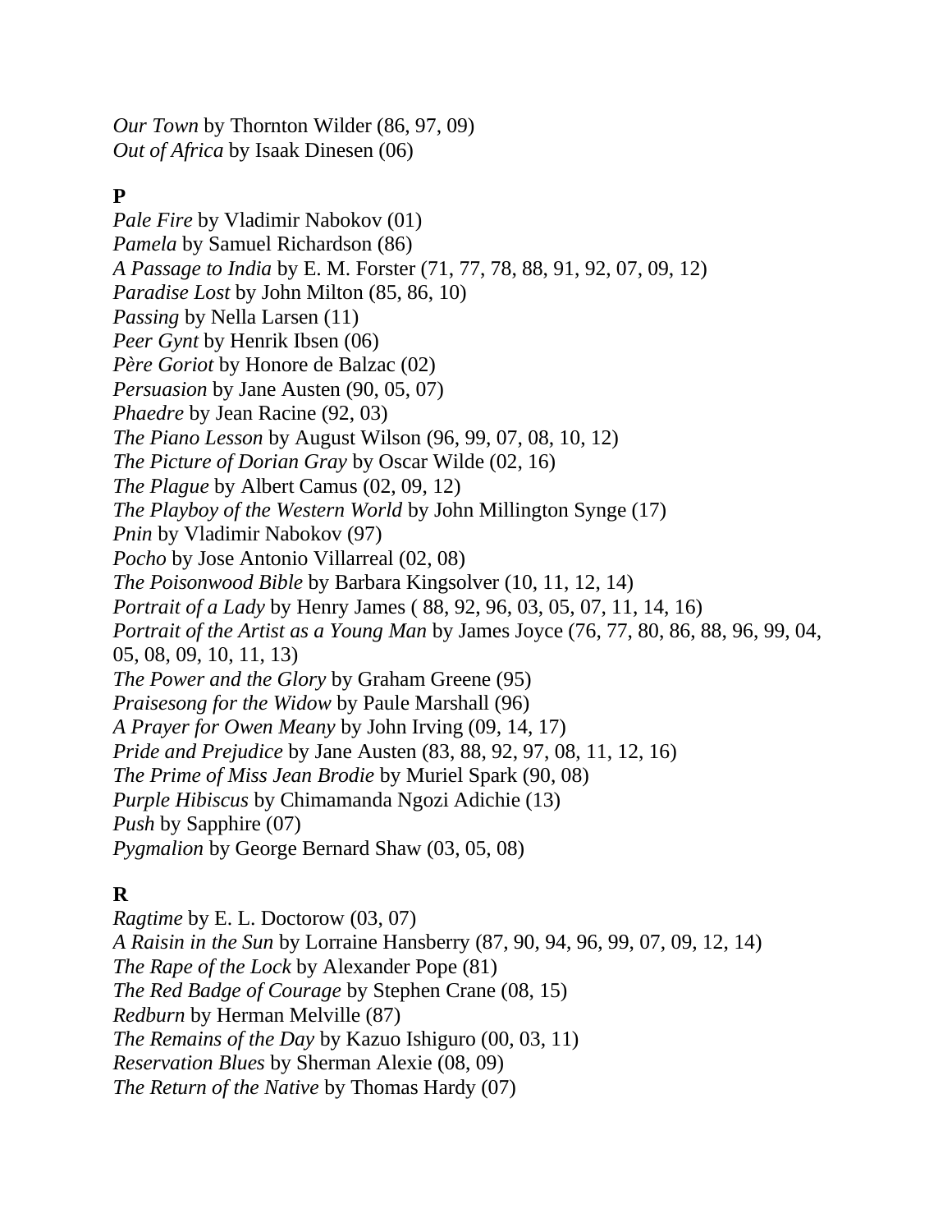*Our Town* by Thornton Wilder (86, 97, 09)
*Out of Africa* by Isaak Dinesen (06)

**P**

*Pale Fire* by Vladimir Nabokov (01)
*Pamela* by Samuel Richardson (86)
*A Passage to India* by E. M. Forster (71, 77, 78, 88, 91, 92, 07, 09, 12)
*Paradise Lost* by John Milton (85, 86, 10)
*Passing* by Nella Larsen (11)
*Peer Gynt* by Henrik Ibsen (06)
*Père Goriot* by Honore de Balzac (02)
*Persuasion* by Jane Austen (90, 05, 07)
*Phaedre* by Jean Racine (92, 03)
*The Piano Lesson* by August Wilson (96, 99, 07, 08, 10, 12)
*The Picture of Dorian Gray* by Oscar Wilde (02, 16)
*The Plague* by Albert Camus (02, 09, 12)
*The Playboy of the Western World* by John Millington Synge (17)
*Pnin* by Vladimir Nabokov (97)
*Pocho* by Jose Antonio Villarreal (02, 08)
*The Poisonwood Bible* by Barbara Kingsolver (10, 11, 12, 14)
*Portrait of a Lady* by Henry James ( 88, 92, 96, 03, 05, 07, 11, 14, 16)
*Portrait of the Artist as a Young Man* by James Joyce (76, 77, 80, 86, 88, 96, 99, 04, 05, 08, 09, 10, 11, 13)
*The Power and the Glory* by Graham Greene (95)
*Praisesong for the Widow* by Paule Marshall (96)
*A Prayer for Owen Meany* by John Irving (09, 14, 17)
*Pride and Prejudice* by Jane Austen (83, 88, 92, 97, 08, 11, 12, 16)
*The Prime of Miss Jean Brodie* by Muriel Spark (90, 08)
*Purple Hibiscus* by Chimamanda Ngozi Adichie (13)
*Push* by Sapphire (07)
*Pygmalion* by George Bernard Shaw (03, 05, 08)

**R**

*Ragtime* by E. L. Doctorow (03, 07)
*A Raisin in the Sun* by Lorraine Hansberry (87, 90, 94, 96, 99, 07, 09, 12, 14)
*The Rape of the Lock* by Alexander Pope (81)
*The Red Badge of Courage* by Stephen Crane (08, 15)
*Redburn* by Herman Melville (87)
*The Remains of the Day* by Kazuo Ishiguro (00, 03, 11)
*Reservation Blues* by Sherman Alexie (08, 09)
*The Return of the Native* by Thomas Hardy (07)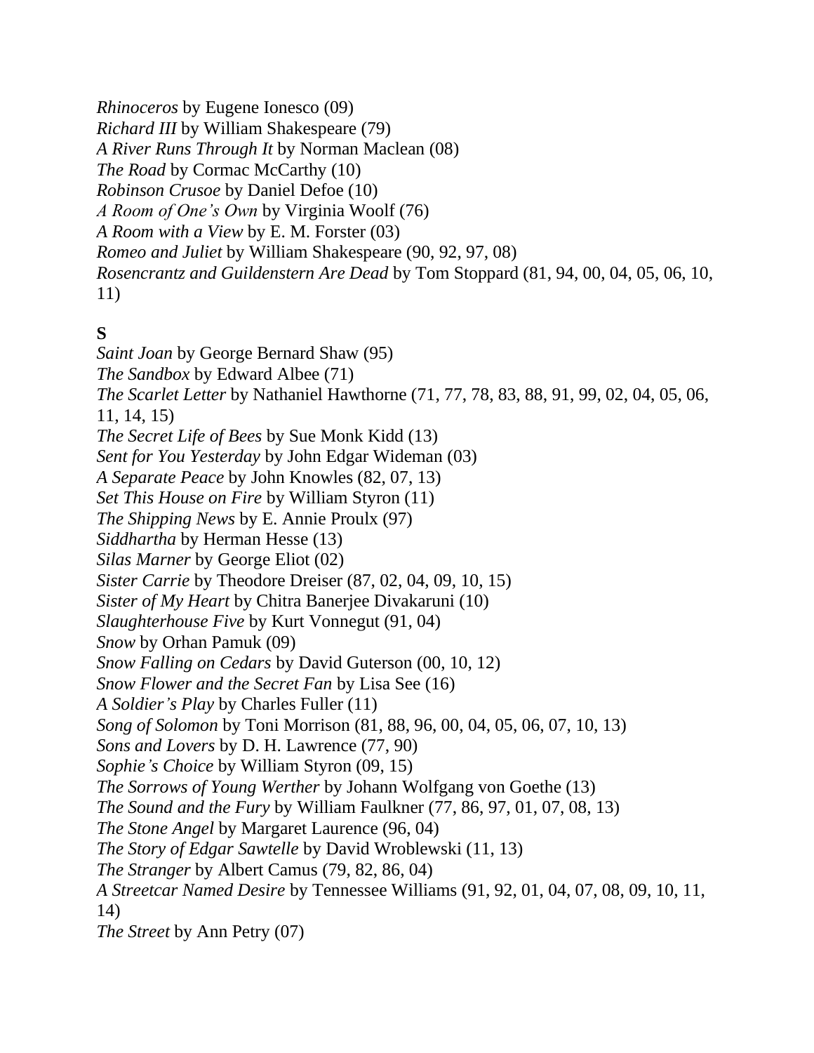*Rhinoceros* by Eugene Ionesco (09)
*Richard III* by William Shakespeare (79)
*A River Runs Through It* by Norman Maclean (08)
*The Road* by Cormac McCarthy (10)
*Robinson Crusoe* by Daniel Defoe (10)
*A Room of One's Own* by Virginia Woolf (76)
*A Room with a View* by E. M. Forster (03)
*Romeo and Juliet* by William Shakespeare (90, 92, 97, 08)
*Rosencrantz and Guildenstern Are Dead* by Tom Stoppard (81, 94, 00, 04, 05, 06, 10, 11)

**S**

*Saint Joan* by George Bernard Shaw (95)
*The Sandbox* by Edward Albee (71)
*The Scarlet Letter* by Nathaniel Hawthorne (71, 77, 78, 83, 88, 91, 99, 02, 04, 05, 06, 11, 14, 15)
*The Secret Life of Bees* by Sue Monk Kidd (13)
*Sent for You Yesterday* by John Edgar Wideman (03)
*A Separate Peace* by John Knowles (82, 07, 13)
*Set This House on Fire* by William Styron (11)
*The Shipping News* by E. Annie Proulx (97)
*Siddhartha* by Herman Hesse (13)
*Silas Marner* by George Eliot (02)
*Sister Carrie* by Theodore Dreiser (87, 02, 04, 09, 10, 15)
*Sister of My Heart* by Chitra Banerjee Divakaruni (10)
*Slaughterhouse Five* by Kurt Vonnegut (91, 04)
*Snow* by Orhan Pamuk (09)
*Snow Falling on Cedars* by David Guterson (00, 10, 12)
*Snow Flower and the Secret Fan* by Lisa See (16)
*A Soldier's Play* by Charles Fuller (11)
*Song of Solomon* by Toni Morrison (81, 88, 96, 00, 04, 05, 06, 07, 10, 13)
*Sons and Lovers* by D. H. Lawrence (77, 90)
*Sophie's Choice* by William Styron (09, 15)
*The Sorrows of Young Werther* by Johann Wolfgang von Goethe (13)
*The Sound and the Fury* by William Faulkner (77, 86, 97, 01, 07, 08, 13)
*The Stone Angel* by Margaret Laurence (96, 04)
*The Story of Edgar Sawtelle* by David Wroblewski (11, 13)
*The Stranger* by Albert Camus (79, 82, 86, 04)
*A Streetcar Named Desire* by Tennessee Williams (91, 92, 01, 04, 07, 08, 09, 10, 11, 14)
*The Street* by Ann Petry (07)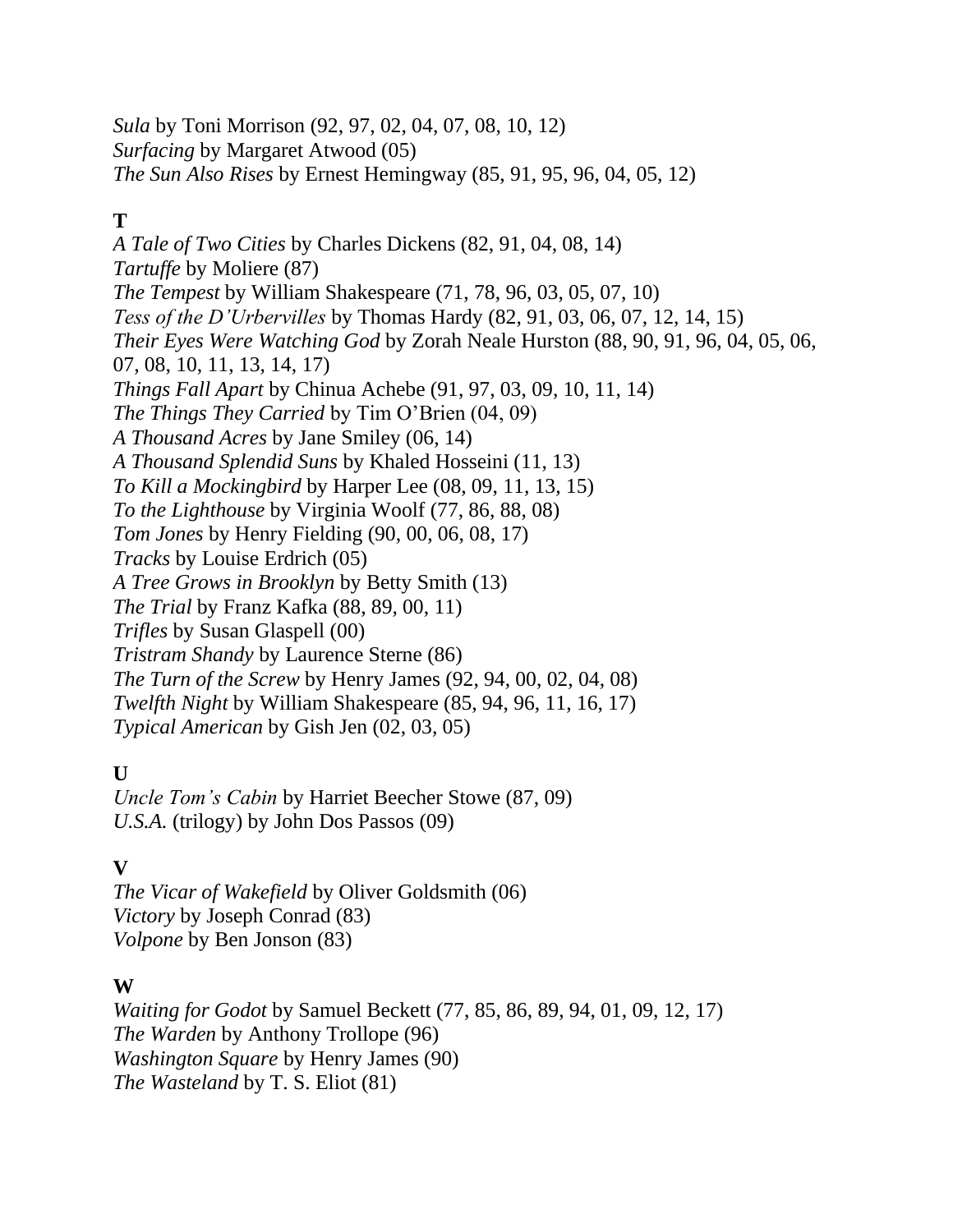*Sula* by Toni Morrison (92, 97, 02, 04, 07, 08, 10, 12)
*Surfacing* by Margaret Atwood (05)
*The Sun Also Rises* by Ernest Hemingway (85, 91, 95, 96, 04, 05, 12)

**T**

*A Tale of Two Cities* by Charles Dickens (82, 91, 04, 08, 14)
*Tartuffe* by Moliere (87)
*The Tempest* by William Shakespeare (71, 78, 96, 03, 05, 07, 10)
*Tess of the D'Urbervilles* by Thomas Hardy (82, 91, 03, 06, 07, 12, 14, 15)
*Their Eyes Were Watching God* by Zorah Neale Hurston (88, 90, 91, 96, 04, 05, 06, 07, 08, 10, 11, 13, 14, 17)
*Things Fall Apart* by Chinua Achebe (91, 97, 03, 09, 10, 11, 14)
*The Things They Carried* by Tim O'Brien (04, 09)
*A Thousand Acres* by Jane Smiley (06, 14)
*A Thousand Splendid Suns* by Khaled Hosseini (11, 13)
*To Kill a Mockingbird* by Harper Lee (08, 09, 11, 13, 15)
*To the Lighthouse* by Virginia Woolf (77, 86, 88, 08)
*Tom Jones* by Henry Fielding (90, 00, 06, 08, 17)
*Tracks* by Louise Erdrich (05)
*A Tree Grows in Brooklyn* by Betty Smith (13)
*The Trial* by Franz Kafka (88, 89, 00, 11)
*Trifles* by Susan Glaspell (00)
*Tristram Shandy* by Laurence Sterne (86)
*The Turn of the Screw* by Henry James (92, 94, 00, 02, 04, 08)
*Twelfth Night* by William Shakespeare (85, 94, 96, 11, 16, 17)
*Typical American* by Gish Jen (02, 03, 05)

**U**

*Uncle Tom's Cabin* by Harriet Beecher Stowe (87, 09)
*U.S.A.* (trilogy) by John Dos Passos (09)

**V**

*The Vicar of Wakefield* by Oliver Goldsmith (06)
*Victory* by Joseph Conrad (83)
*Volpone* by Ben Jonson (83)

**W**

*Waiting for Godot* by Samuel Beckett (77, 85, 86, 89, 94, 01, 09, 12, 17)
*The Warden* by Anthony Trollope (96)
*Washington Square* by Henry James (90)
*The Wasteland* by T. S. Eliot (81)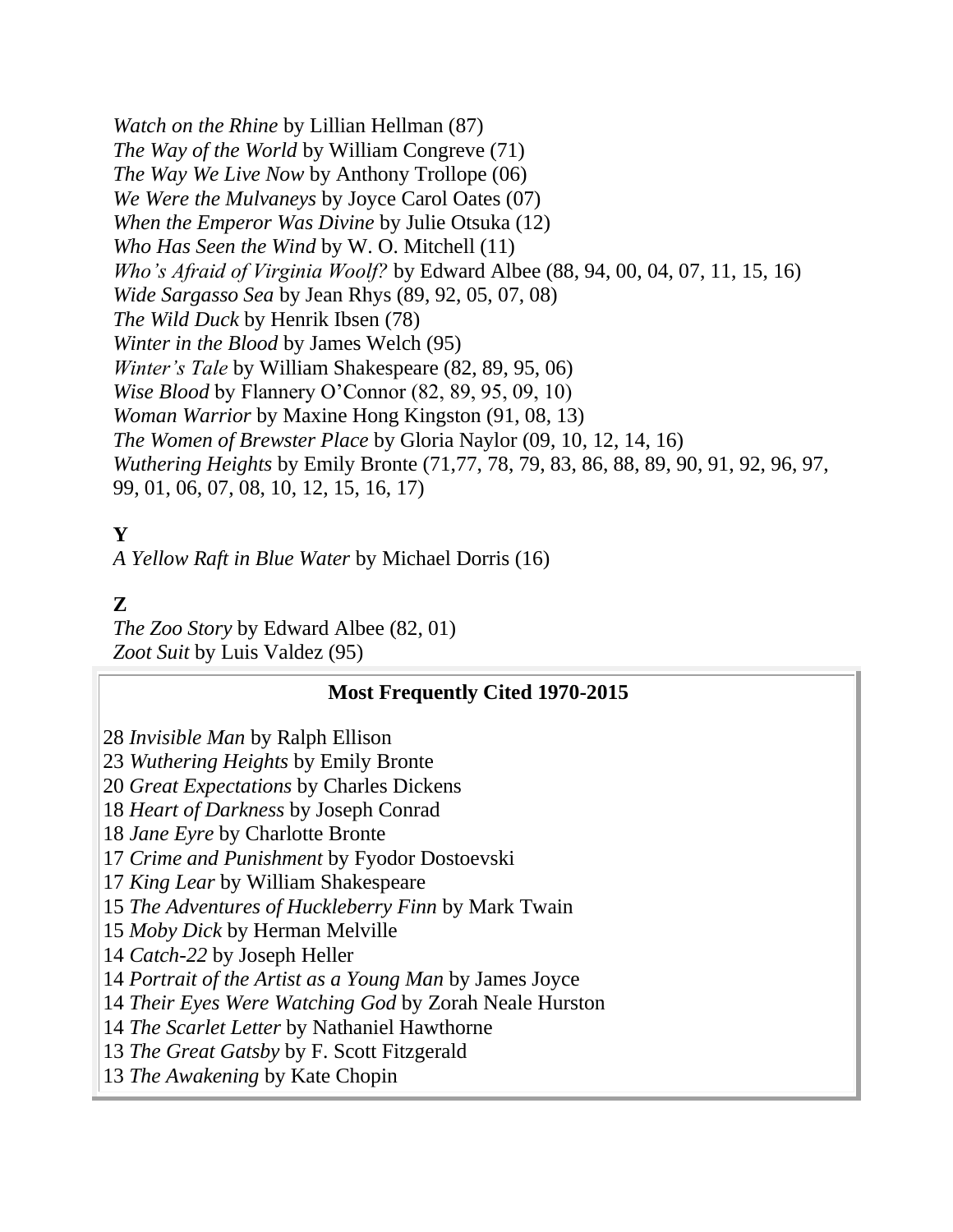*Watch on the Rhine* by Lillian Hellman (87)
*The Way of the World* by William Congreve (71)
*The Way We Live Now* by Anthony Trollope (06)
*We Were the Mulvaneys* by Joyce Carol Oates (07)
*When the Emperor Was Divine* by Julie Otsuka (12)
*Who Has Seen the Wind* by W. O. Mitchell (11)
*Who's Afraid of Virginia Woolf?* by Edward Albee (88, 94, 00, 04, 07, 11, 15, 16)
*Wide Sargasso Sea* by Jean Rhys (89, 92, 05, 07, 08)
*The Wild Duck* by Henrik Ibsen (78)
*Winter in the Blood* by James Welch (95)
*Winter's Tale* by William Shakespeare (82, 89, 95, 06)
*Wise Blood* by Flannery O'Connor (82, 89, 95, 09, 10)
*Woman Warrior* by Maxine Hong Kingston (91, 08, 13)
*The Women of Brewster Place* by Gloria Naylor (09, 10, 12, 14, 16)
*Wuthering Heights* by Emily Bronte (71,77, 78, 79, 83, 86, 88, 89, 90, 91, 92, 96, 97, 99, 01, 06, 07, 08, 10, 12, 15, 16, 17)

**Y**

*A Yellow Raft in Blue Water* by Michael Dorris (16)

**Z**

*The Zoo Story* by Edward Albee (82, 01)
*Zoot Suit* by Luis Valdez (95)

**Most Frequently Cited 1970-2015**

28 *Invisible Man* by Ralph Ellison
23 *Wuthering Heights* by Emily Bronte
20 *Great Expectations* by Charles Dickens
18 *Heart of Darkness* by Joseph Conrad
18 *Jane Eyre* by Charlotte Bronte
17 *Crime and Punishment* by Fyodor Dostoevski
17 *King Lear* by William Shakespeare
15 *The Adventures of Huckleberry Finn* by Mark Twain
15 *Moby Dick* by Herman Melville
14 *Catch-22* by Joseph Heller
14 *Portrait of the Artist as a Young Man* by James Joyce
14 *Their Eyes Were Watching God* by Zorah Neale Hurston
14 *The Scarlet Letter* by Nathaniel Hawthorne
13 *The Great Gatsby* by F. Scott Fitzgerald
13 *The Awakening* by Kate Chopin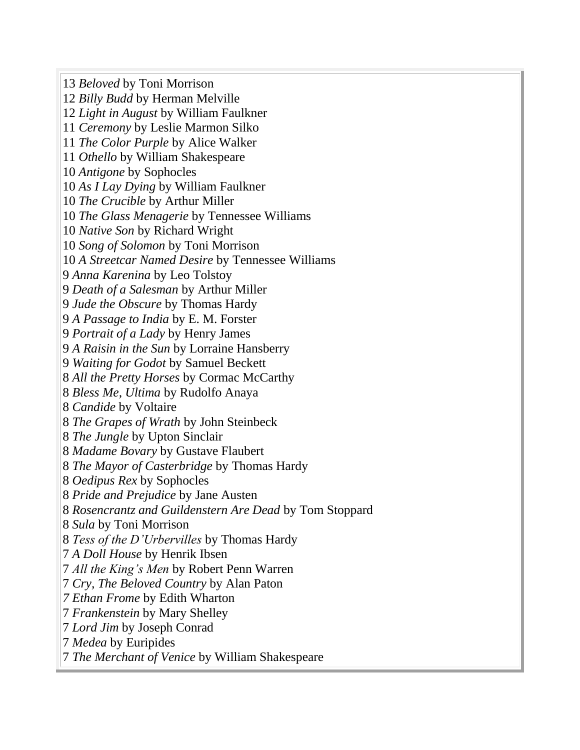13 *Beloved* by Toni Morrison  
12 *Billy Budd* by Herman Melville  
12 *Light in August* by William Faulkner  
11 *Ceremony* by Leslie Marmon Silko  
11 *The Color Purple* by Alice Walker  
11 *Othello* by William Shakespeare  
10 *Antigone* by Sophocles  
10 *As I Lay Dying* by William Faulkner  
10 *The Crucible* by Arthur Miller  
10 *The Glass Menagerie* by Tennessee Williams  
10 *Native Son* by Richard Wright  
10 *Song of Solomon* by Toni Morrison  
10 *A Streetcar Named Desire* by Tennessee Williams  
9 *Anna Karenina* by Leo Tolstoy  
9 *Death of a Salesman* by Arthur Miller  
9 *Jude the Obscure* by Thomas Hardy  
9 *A Passage to India* by E. M. Forster  
9 *Portrait of a Lady* by Henry James  
9 *A Raisin in the Sun* by Lorraine Hansberry  
9 *Waiting for Godot* by Samuel Beckett  
8 *All the Pretty Horses* by Cormac McCarthy  
8 *Bless Me, Ultima* by Rudolfo Anaya  
8 *Candide* by Voltaire  
8 *The Grapes of Wrath* by John Steinbeck  
8 *The Jungle* by Upton Sinclair  
8 *Madame Bovary* by Gustave Flaubert  
8 *The Mayor of Casterbridge* by Thomas Hardy  
8 *Oedipus Rex* by Sophocles  
8 *Pride and Prejudice* by Jane Austen  
8 *Rosencrantz and Guildenstern Are Dead* by Tom Stoppard  
8 *Sula* by Toni Morrison  
8 *Tess of the D'Urbervilles* by Thomas Hardy  
7 *A Doll House* by Henrik Ibsen  
7 *All the King's Men* by Robert Penn Warren  
7 *Cry, The Beloved Country* by Alan Paton  
*7 Ethan Frome* by Edith Wharton  
7 *Frankenstein* by Mary Shelley  
7 *Lord Jim* by Joseph Conrad  
7 *Medea* by Euripides  
7 *The Merchant of Venice* by William Shakespeare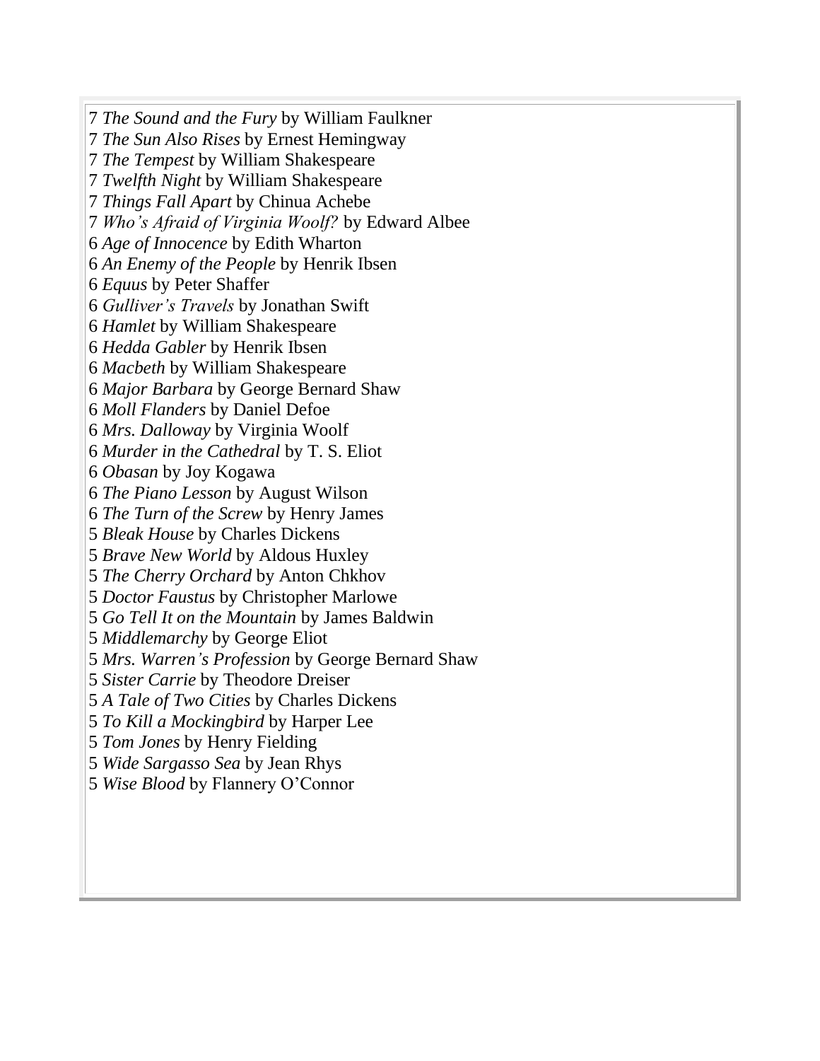7 *The Sound and the Fury* by William Faulkner
7 *The Sun Also Rises* by Ernest Hemingway
7 *The Tempest* by William Shakespeare
7 *Twelfth Night* by William Shakespeare
7 *Things Fall Apart* by Chinua Achebe
7 *Who's Afraid of Virginia Woolf?* by Edward Albee
6 *Age of Innocence* by Edith Wharton
6 *An Enemy of the People* by Henrik Ibsen
6 *Equus* by Peter Shaffer
6 *Gulliver's Travels* by Jonathan Swift
6 *Hamlet* by William Shakespeare
6 *Hedda Gabler* by Henrik Ibsen
6 *Macbeth* by William Shakespeare
6 *Major Barbara* by George Bernard Shaw
6 *Moll Flanders* by Daniel Defoe
6 *Mrs. Dalloway* by Virginia Woolf
6 *Murder in the Cathedral* by T. S. Eliot
6 *Obasan* by Joy Kogawa
6 *The Piano Lesson* by August Wilson
6 *The Turn of the Screw* by Henry James
5 *Bleak House* by Charles Dickens
5 *Brave New World* by Aldous Huxley
5 *The Cherry Orchard* by Anton Chkhov
5 *Doctor Faustus* by Christopher Marlowe
5 *Go Tell It on the Mountain* by James Baldwin
5 *Middlemarchy* by George Eliot
5 *Mrs. Warren's Profession* by George Bernard Shaw
5 *Sister Carrie* by Theodore Dreiser
5 *A Tale of Two Cities* by Charles Dickens
5 *To Kill a Mockingbird* by Harper Lee
5 *Tom Jones* by Henry Fielding
5 *Wide Sargasso Sea* by Jean Rhys
5 *Wise Blood* by Flannery O'Connor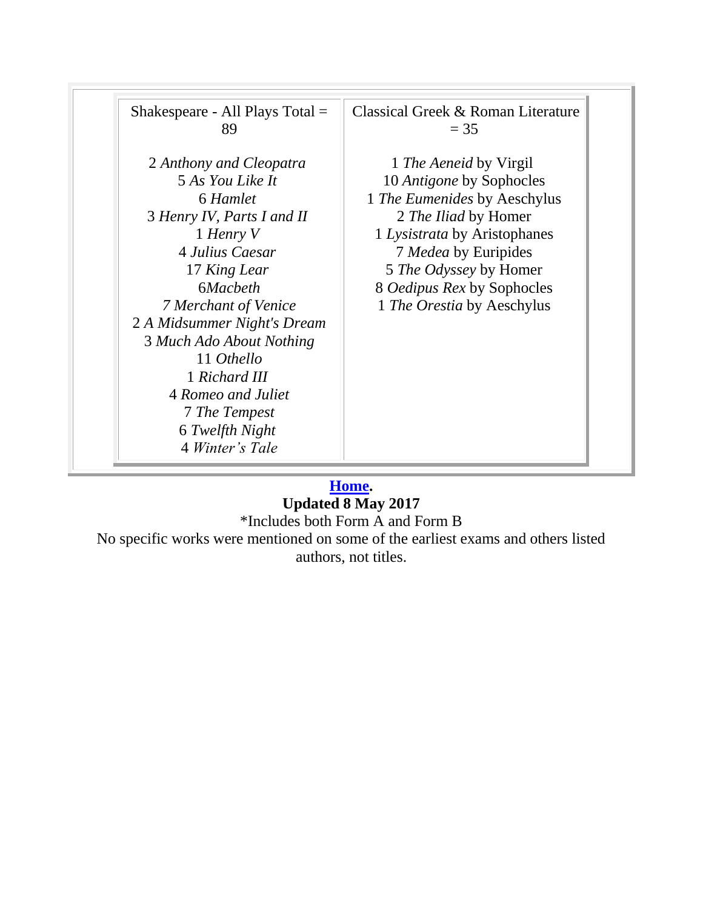| Shakespeare - All Plays Total = 89 | Classical Greek & Roman Literature = 35 |
|---|---|
| 2 *Anthony and Cleopatra*<br>5 *As You Like It*<br>6 *Hamlet*<br>3 *Henry IV, Parts I and II*<br>1 *Henry V*<br>4 *Julius Caesar*<br>17 *King Lear*<br>6*Macbeth*<br>*7 Merchant of Venice*<br>2 *A Midsummer Night's Dream*<br>3 *Much Ado About Nothing*<br>11 *Othello*<br>1 *Richard III*<br>4 *Romeo and Juliet*<br>7 *The Tempest*<br>6 *Twelfth Night*<br>4 *Winter's Tale* | 1 *The Aeneid* by Virgil<br>10 *Antigone* by Sophocles<br>1 *The Eumenides* by Aeschylus<br>2 *The Iliad* by Homer<br>1 *Lysistrata* by Aristophanes<br>7 *Medea* by Euripides<br>5 *The Odyssey* by Homer<br>8 *Oedipus Rex* by Sophocles<br>1 *The Orestia* by Aeschylus |

**Home.**

**Updated 8 May 2017**

*Includes both Form A and Form B

No specific works were mentioned on some of the earliest exams and others listed authors, not titles.